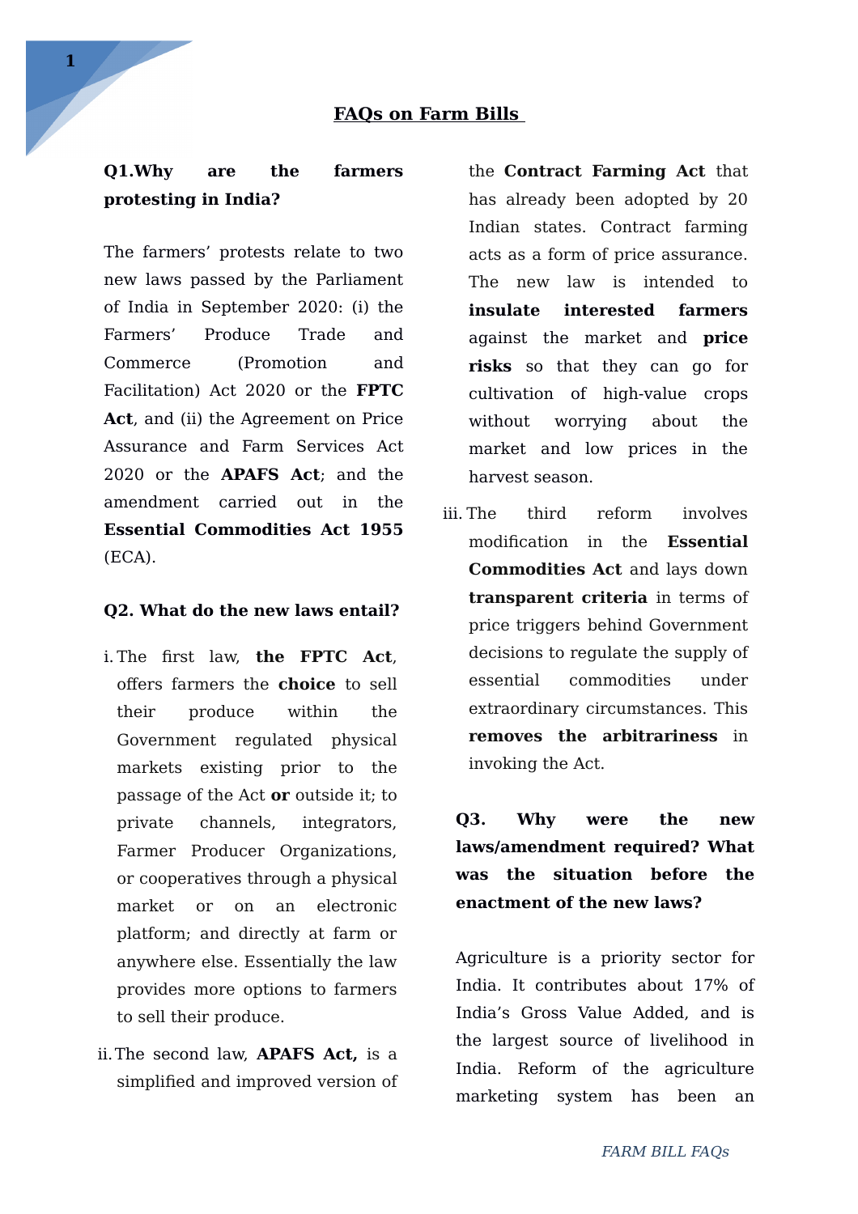# FAQs on Farm Bills

**Q1.Why are the farmers protesting in India?**

The farmers' protests relate to two new laws passed by the Parliament of India in September 2020: (i) the Farmers' Produce Trade and Commerce (Promotion and Facilitation) Act 2020 or the **FPTC Act**, and (ii) the Agreement on Price Assurance and Farm Services Act 2020 or the **APAFS Act**; and the amendment carried out in the **Essential Commodities Act 1955** (ECA).

**Q2. What do the new laws entail?**

i. The first law, **the FPTC Act**, offers farmers the **choice** to sell their produce within the Government regulated physical markets existing prior to the passage of the Act **or** outside it; to private channels, integrators, Farmer Producer Organizations, or cooperatives through a physical market or on an electronic platform; and directly at farm or anywhere else. Essentially the law provides more options to farmers to sell their produce.

ii. The second law, **APAFS Act,** is a simplified and improved version of the **Contract Farming Act** that has already been adopted by 20 Indian states. Contract farming acts as a form of price assurance. The new law is intended to **insulate interested farmers** against the market and **price risks** so that they can go for cultivation of high-value crops without worrying about the market and low prices in the harvest season.

iii. The third reform involves modification in the **Essential Commodities Act** and lays down **transparent criteria** in terms of price triggers behind Government decisions to regulate the supply of essential commodities under extraordinary circumstances. This **removes the arbitrariness** in invoking the Act.

**Q3. Why were the new laws/amendment required? What was the situation before the enactment of the new laws?**

Agriculture is a priority sector for India. It contributes about 17% of India's Gross Value Added, and is the largest source of livelihood in India. Reform of the agriculture marketing system has been an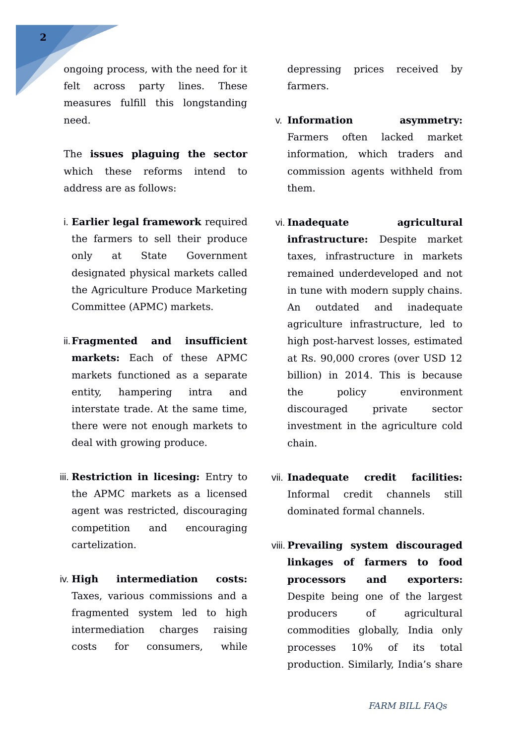ongoing process, with the need for it felt across party lines. These measures fulfill this longstanding need.

The **issues plaguing the sector** which these reforms intend to address are as follows:

i. **Earlier legal framework** required the farmers to sell their produce only at State Government designated physical markets called the Agriculture Produce Marketing Committee (APMC) markets.

ii. **Fragmented and insufficient markets:** Each of these APMC markets functioned as a separate entity, hampering intra and interstate trade. At the same time, there were not enough markets to deal with growing produce.

iii. **Restriction in licesing:** Entry to the APMC markets as a licensed agent was restricted, discouraging competition and encouraging cartelization.

iv. **High intermediation costs:** Taxes, various commissions and a fragmented system led to high intermediation charges raising costs for consumers, while depressing prices received by farmers.

v. **Information asymmetry:** Farmers often lacked market information, which traders and commission agents withheld from them.

vi. **Inadequate agricultural infrastructure:** Despite market taxes, infrastructure in markets remained underdeveloped and not in tune with modern supply chains. An outdated and inadequate agriculture infrastructure, led to high post-harvest losses, estimated at Rs. 90,000 crores (over USD 12 billion) in 2014. This is because the policy environment discouraged private sector investment in the agriculture cold chain.

vii. **Inadequate credit facilities:** Informal credit channels still dominated formal channels.

viii. **Prevailing system discouraged linkages of farmers to food processors and exporters:** Despite being one of the largest producers of agricultural commodities globally, India only processes 10% of its total production. Similarly, India's share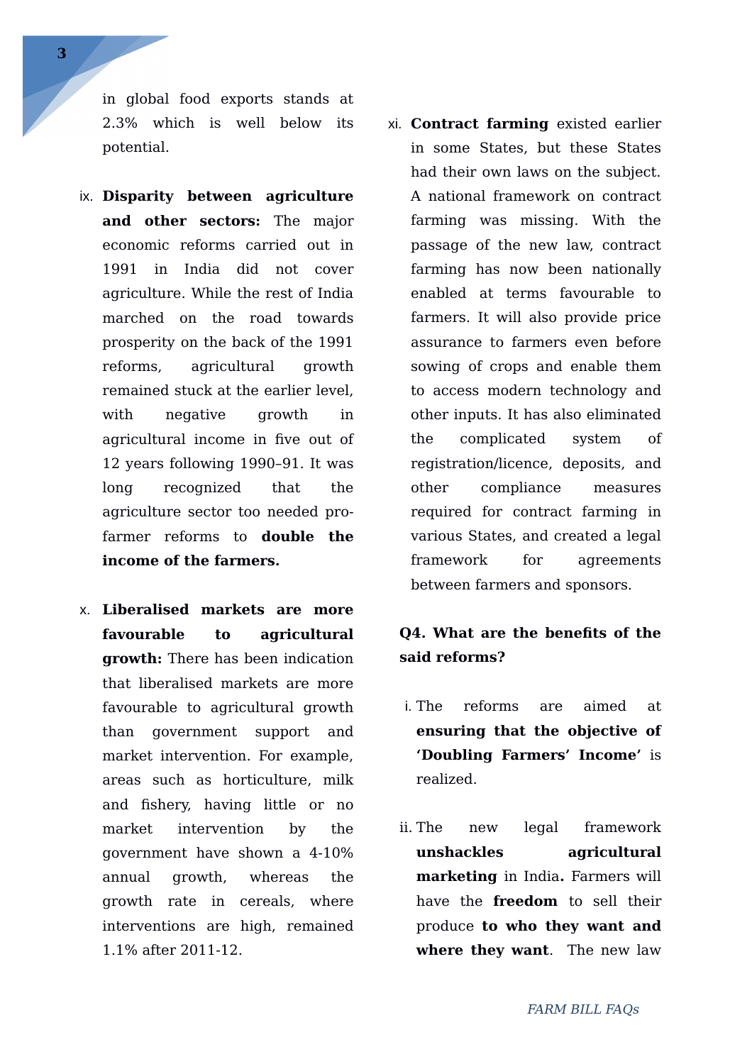in global food exports stands at 2.3% which is well below its potential.

ix. **Disparity between agriculture and other sectors:** The major economic reforms carried out in 1991 in India did not cover agriculture. While the rest of India marched on the road towards prosperity on the back of the 1991 reforms, agricultural growth remained stuck at the earlier level, with negative growth in agricultural income in five out of 12 years following 1990–91. It was long recognized that the agriculture sector too needed pro-farmer reforms to **double the income of the farmers.**

x. **Liberalised markets are more favourable to agricultural growth:** There has been indication that liberalised markets are more favourable to agricultural growth than government support and market intervention. For example, areas such as horticulture, milk and fishery, having little or no market intervention by the government have shown a 4-10% annual growth, whereas the growth rate in cereals, where interventions are high, remained 1.1% after 2011-12.

xi. **Contract farming** existed earlier in some States, but these States had their own laws on the subject. A national framework on contract farming was missing. With the passage of the new law, contract farming has now been nationally enabled at terms favourable to farmers. It will also provide price assurance to farmers even before sowing of crops and enable them to access modern technology and other inputs. It has also eliminated the complicated system of registration/licence, deposits, and other compliance measures required for contract farming in various States, and created a legal framework for agreements between farmers and sponsors.

**Q4. What are the benefits of the said reforms?**

i. The reforms are aimed at **ensuring that the objective of 'Doubling Farmers' Income'** is realized.

ii. The new legal framework **unshackles agricultural marketing** in India**.** Farmers will have the **freedom** to sell their produce **to who they want and where they want**. The new law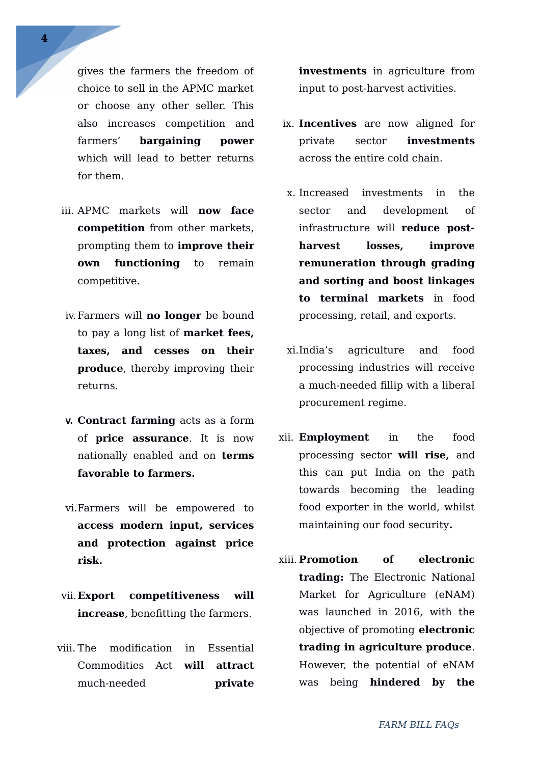gives the farmers the freedom of choice to sell in the APMC market or choose any other seller. This also increases competition and farmers' **bargaining power** which will lead to better returns for them.

iii. APMC markets will **now face competition** from other markets, prompting them to **improve their own functioning** to remain competitive.

iv. Farmers will **no longer** be bound to pay a long list of **market fees, taxes, and cesses on their produce**, thereby improving their returns.

v. **Contract farming** acts as a form of **price assurance**. It is now nationally enabled and on **terms favorable to farmers.**

vi. Farmers will be empowered to **access modern input, services and protection against price risk.**

vii. **Export competitiveness will increase**, benefitting the farmers.

viii. The modification in Essential Commodities Act **will attract** much-needed **private investments** in agriculture from input to post-harvest activities.

ix. **Incentives** are now aligned for private sector **investments** across the entire cold chain.

x. Increased investments in the sector and development of infrastructure will **reduce post-harvest losses, improve remuneration through grading and sorting and boost linkages to terminal markets** in food processing, retail, and exports.

xi. India's agriculture and food processing industries will receive a much-needed fillip with a liberal procurement regime.

xii. **Employment** in the food processing sector **will rise,** and this can put India on the path towards becoming the leading food exporter in the world, whilst maintaining our food security**.**

xiii. **Promotion of electronic trading:** The Electronic National Market for Agriculture (eNAM) was launched in 2016, with the objective of promoting **electronic trading in agriculture produce**. However, the potential of eNAM was being **hindered by the**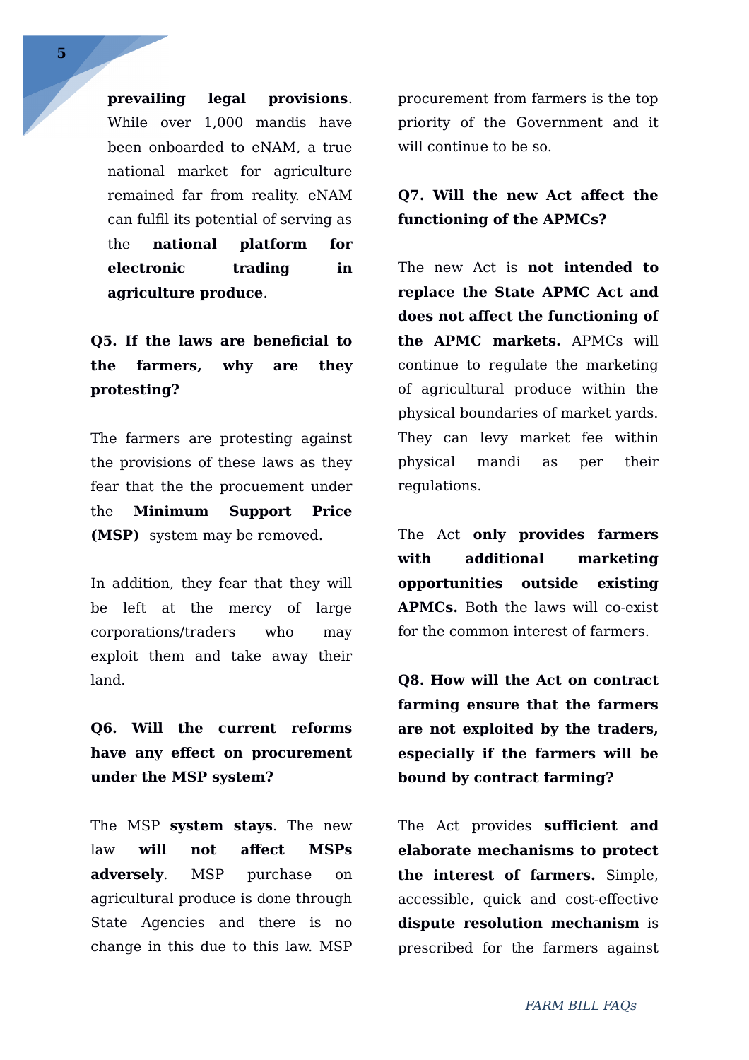**prevailing legal provisions**. While over 1,000 mandis have been onboarded to eNAM, a true national market for agriculture remained far from reality. eNAM can fulfil its potential of serving as the **national platform for electronic trading in agriculture produce**.

**Q5. If the laws are beneficial to the farmers, why are they protesting?**

The farmers are protesting against the provisions of these laws as they fear that the the procuement under the **Minimum Support Price (MSP)** system may be removed.

In addition, they fear that they will be left at the mercy of large corporations/traders who may exploit them and take away their land.

**Q6. Will the current reforms have any effect on procurement under the MSP system?**

The MSP **system stays**. The new law **will not affect MSPs adversely**. MSP purchase on agricultural produce is done through State Agencies and there is no change in this due to this law. MSP procurement from farmers is the top priority of the Government and it will continue to be so.

**Q7. Will the new Act affect the functioning of the APMCs?**

The new Act is **not intended to replace the State APMC Act and does not affect the functioning of the APMC markets.** APMCs will continue to regulate the marketing of agricultural produce within the physical boundaries of market yards. They can levy market fee within physical mandi as per their regulations.

The Act **only provides farmers with additional marketing opportunities outside existing APMCs.** Both the laws will co-exist for the common interest of farmers.

**Q8. How will the Act on contract farming ensure that the farmers are not exploited by the traders, especially if the farmers will be bound by contract farming?**

The Act provides **sufficient and elaborate mechanisms to protect the interest of farmers.** Simple, accessible, quick and cost-effective **dispute resolution mechanism** is prescribed for the farmers against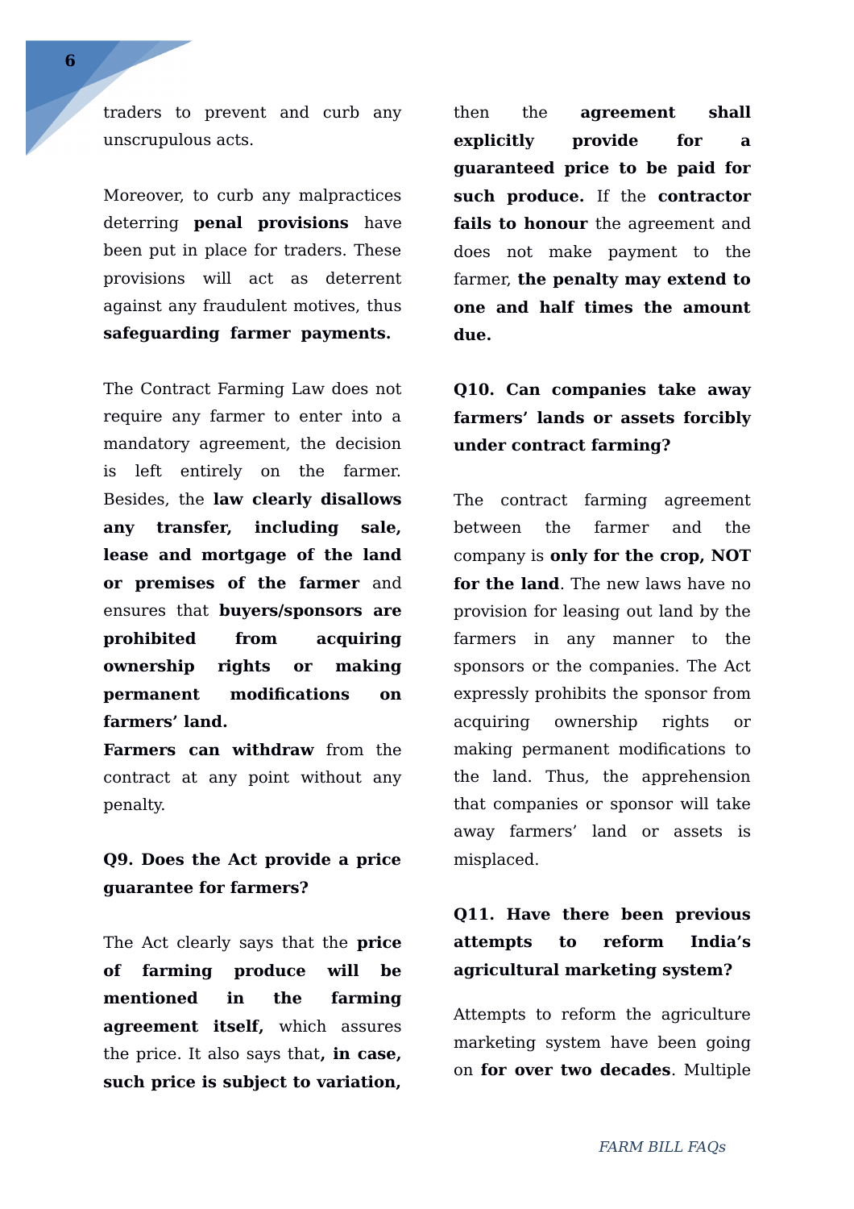traders to prevent and curb any unscrupulous acts.

Moreover, to curb any malpractices deterring **penal provisions** have been put in place for traders. These provisions will act as deterrent against any fraudulent motives, thus **safeguarding farmer payments.**

The Contract Farming Law does not require any farmer to enter into a mandatory agreement, the decision is left entirely on the farmer. Besides, the **law clearly disallows any transfer, including sale, lease and mortgage of the land or premises of the farmer** and ensures that **buyers/sponsors are prohibited from acquiring ownership rights or making permanent modifications on farmers' land.**

**Farmers can withdraw** from the contract at any point without any penalty.

**Q9. Does the Act provide a price guarantee for farmers?**

The Act clearly says that the **price of farming produce will be mentioned in the farming agreement itself,** which assures the price. It also says that**, in case, such price is subject to variation,** then the **agreement shall explicitly provide for a guaranteed price to be paid for such produce.** If the **contractor fails to honour** the agreement and does not make payment to the farmer, **the penalty may extend to one and half times the amount due.**

**Q10. Can companies take away farmers' lands or assets forcibly under contract farming?**

The contract farming agreement between the farmer and the company is **only for the crop, NOT for the land**. The new laws have no provision for leasing out land by the farmers in any manner to the sponsors or the companies. The Act expressly prohibits the sponsor from acquiring ownership rights or making permanent modifications to the land. Thus, the apprehension that companies or sponsor will take away farmers' land or assets is misplaced.

**Q11. Have there been previous attempts to reform India's agricultural marketing system?**

Attempts to reform the agriculture marketing system have been going on **for over two decades**. Multiple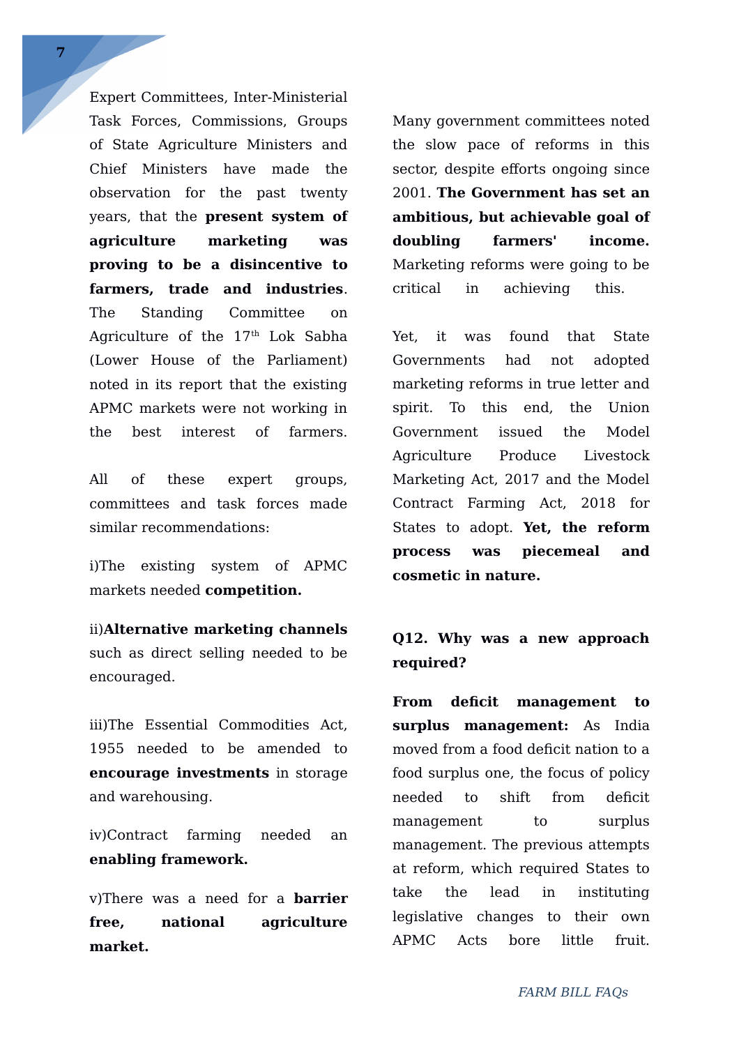Expert Committees, Inter-Ministerial Task Forces, Commissions, Groups of State Agriculture Ministers and Chief Ministers have made the observation for the past twenty years, that the **present system of agriculture marketing was proving to be a disincentive to farmers, trade and industries**. The Standing Committee on Agriculture of the 17th Lok Sabha (Lower House of the Parliament) noted in its report that the existing APMC markets were not working in the best interest of farmers.

All of these expert groups, committees and task forces made similar recommendations:

i)The existing system of APMC markets needed **competition.**

ii)**Alternative marketing channels** such as direct selling needed to be encouraged.

iii)The Essential Commodities Act, 1955 needed to be amended to **encourage investments** in storage and warehousing.

iv)Contract farming needed an **enabling framework.**

v)There was a need for a **barrier free, national agriculture market.**

Many government committees noted the slow pace of reforms in this sector, despite efforts ongoing since 2001. **The Government has set an ambitious, but achievable goal of doubling farmers' income.** Marketing reforms were going to be critical in achieving this.

Yet, it was found that State Governments had not adopted marketing reforms in true letter and spirit. To this end, the Union Government issued the Model Agriculture Produce Livestock Marketing Act, 2017 and the Model Contract Farming Act, 2018 for States to adopt. **Yet, the reform process was piecemeal and cosmetic in nature.**

### Q12. Why was a new approach required?

**From deficit management to surplus management:** As India moved from a food deficit nation to a food surplus one, the focus of policy needed to shift from deficit management to surplus management. The previous attempts at reform, which required States to take the lead in instituting legislative changes to their own APMC Acts bore little fruit.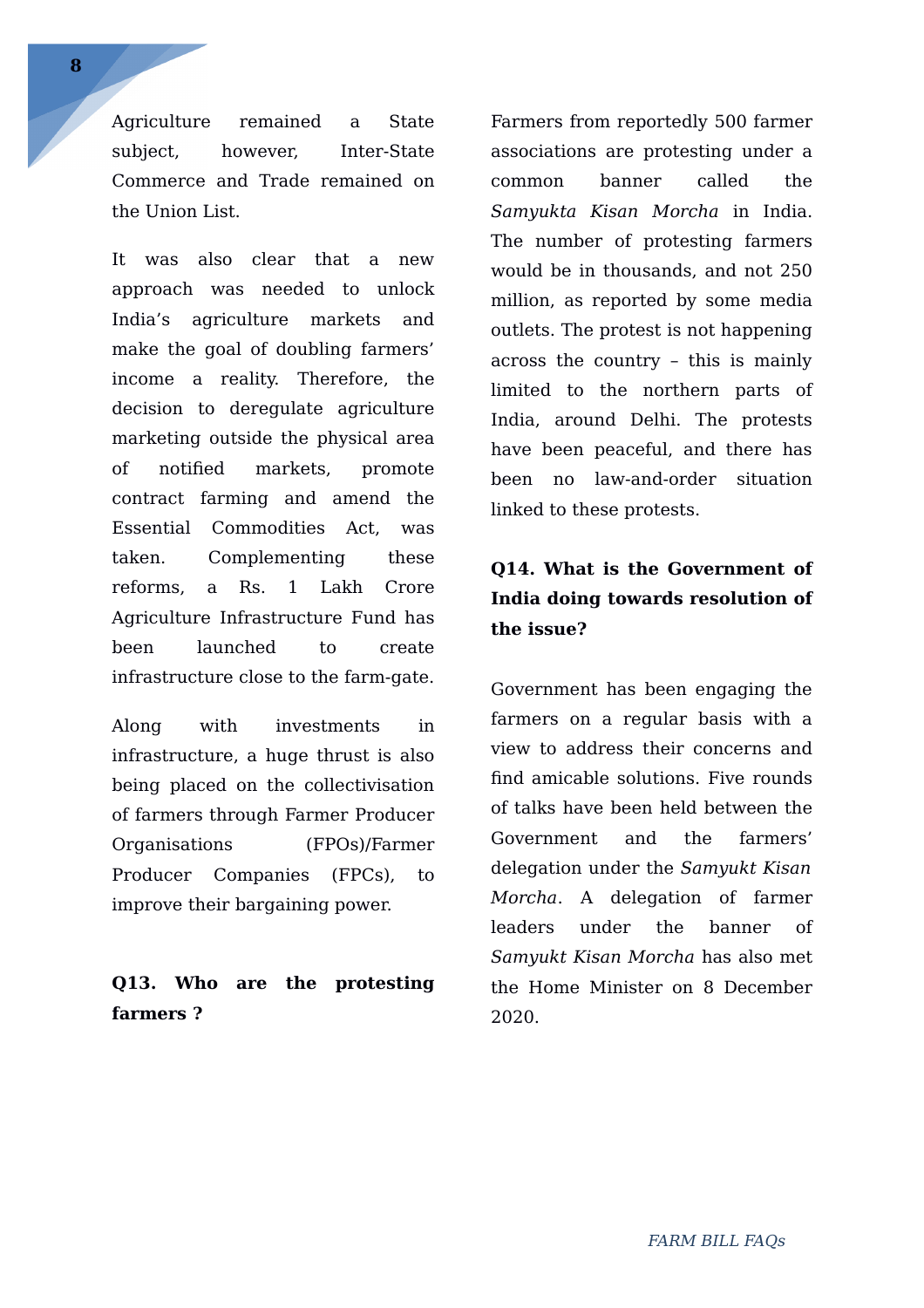Agriculture remained a State subject, however, Inter-State Commerce and Trade remained on the Union List.

It was also clear that a new approach was needed to unlock India's agriculture markets and make the goal of doubling farmers' income a reality. Therefore, the decision to deregulate agriculture marketing outside the physical area of notified markets, promote contract farming and amend the Essential Commodities Act, was taken. Complementing these reforms, a Rs. 1 Lakh Crore Agriculture Infrastructure Fund has been launched to create infrastructure close to the farm-gate.

Along with investments in infrastructure, a huge thrust is also being placed on the collectivisation of farmers through Farmer Producer Organisations (FPOs)/Farmer Producer Companies (FPCs), to improve their bargaining power.

**Q13. Who are the protesting farmers ?**

Farmers from reportedly 500 farmer associations are protesting under a common banner called the *Samyukta Kisan Morcha* in India. The number of protesting farmers would be in thousands, and not 250 million, as reported by some media outlets. The protest is not happening across the country – this is mainly limited to the northern parts of India, around Delhi. The protests have been peaceful, and there has been no law-and-order situation linked to these protests.

**Q14. What is the Government of India doing towards resolution of the issue?**

Government has been engaging the farmers on a regular basis with a view to address their concerns and find amicable solutions. Five rounds of talks have been held between the Government and the farmers' delegation under the *Samyukt Kisan Morcha*. A delegation of farmer leaders under the banner of *Samyukt Kisan Morcha* has also met the Home Minister on 8 December 2020.